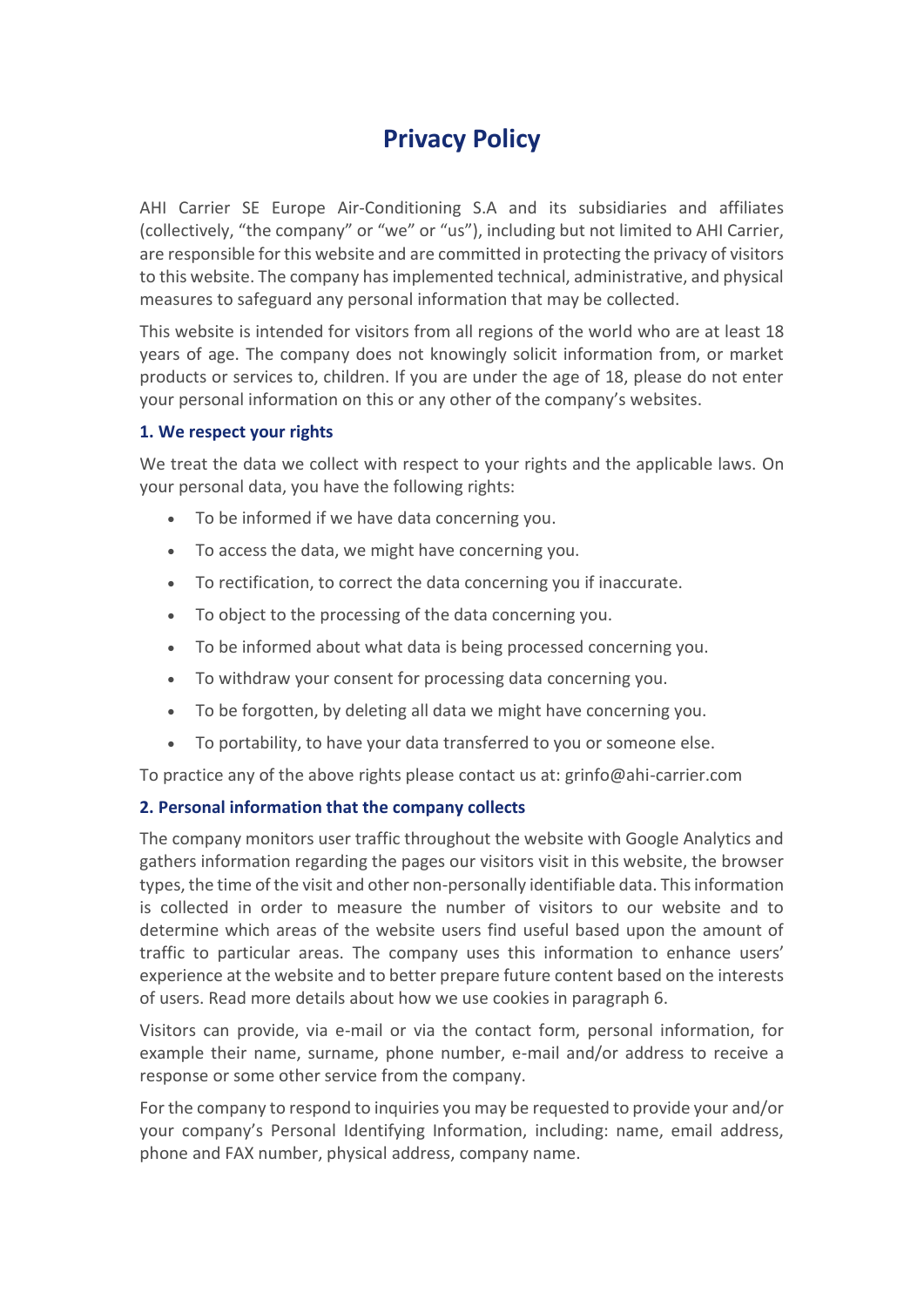# Privacy Policy

AHI Carrier SE Europe Air-Conditioning S.A and its subsidiaries and affiliates (collectively, "the company" or "we" or "us"), including but not limited to AHI Carrier, are responsible for this website and are committed in protecting the privacy of visitors to this website. The company has implemented technical, administrative, and physical measures to safeguard any personal information that may be collected.

This website is intended for visitors from all regions of the world who are at least 18 years of age. The company does not knowingly solicit information from, or market products or services to, children. If you are under the age of 18, please do not enter your personal information on this or any other of the company's websites.

### 1. We respect your rights

We treat the data we collect with respect to your rights and the applicable laws. On your personal data, you have the following rights:

- To be informed if we have data concerning you.
- To access the data, we might have concerning you.
- To rectification, to correct the data concerning you if inaccurate.
- To object to the processing of the data concerning you.
- To be informed about what data is being processed concerning you.
- To withdraw your consent for processing data concerning you.
- To be forgotten, by deleting all data we might have concerning you.
- To portability, to have your data transferred to you or someone else.

To practice any of the above rights please contact us at: grinfo@ahi-carrier.com

### 2. Personal information that the company collects

The company monitors user traffic throughout the website with Google Analytics and gathers information regarding the pages our visitors visit in this website, the browser types, the time of the visit and other non-personally identifiable data. This information is collected in order to measure the number of visitors to our website and to determine which areas of the website users find useful based upon the amount of traffic to particular areas. The company uses this information to enhance users' experience at the website and to better prepare future content based on the interests of users. Read more details about how we use cookies in paragraph 6.

Visitors can provide, via e-mail or via the contact form, personal information, for example their name, surname, phone number, e-mail and/or address to receive a response or some other service from the company.

For the company to respond to inquiries you may be requested to provide your and/or your company's Personal Identifying Information, including: name, email address, phone and FAX number, physical address, company name.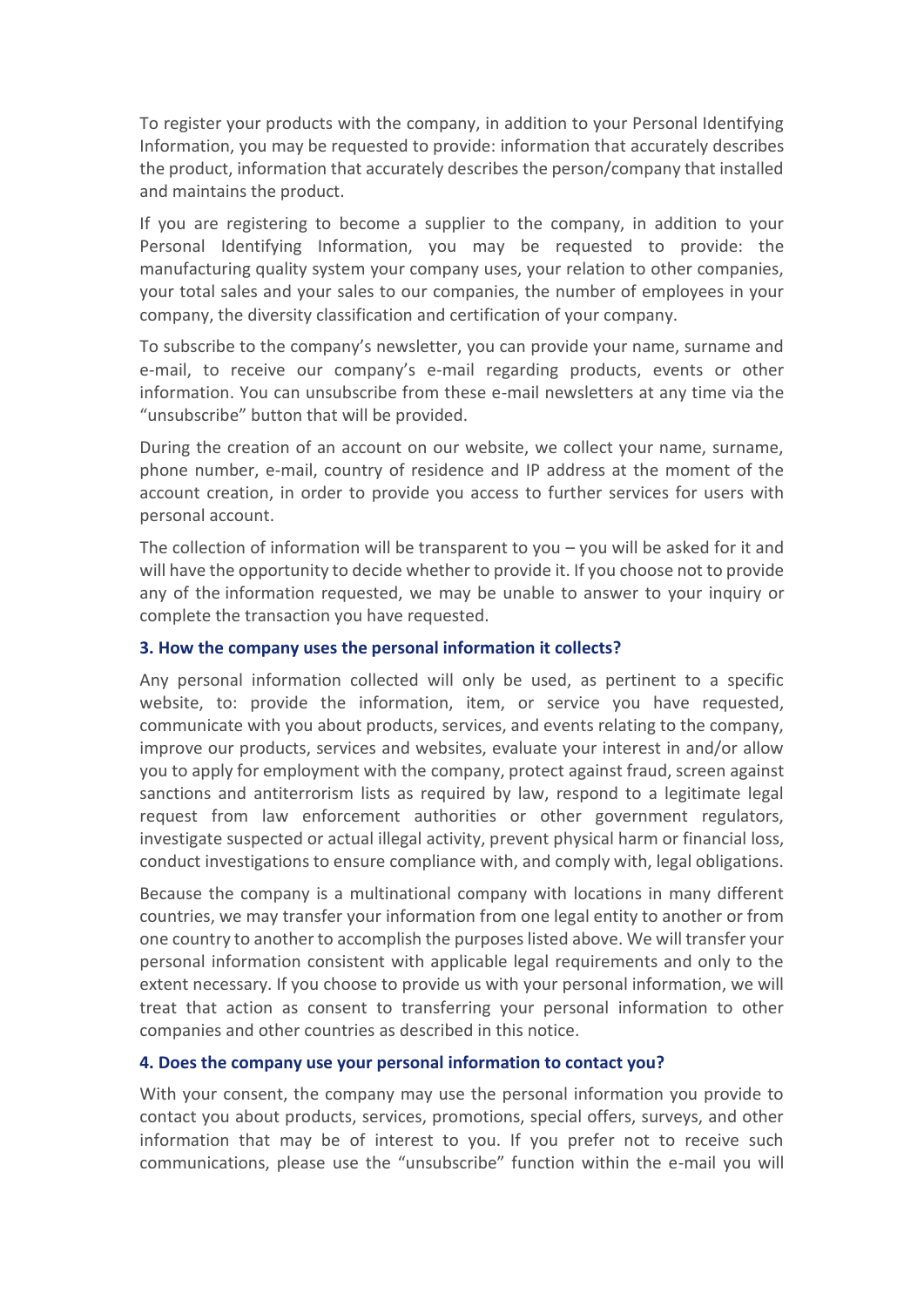To register your products with the company, in addition to your Personal Identifying Information, you may be requested to provide: information that accurately describes the product, information that accurately describes the person/company that installed and maintains the product.

If you are registering to become a supplier to the company, in addition to your Personal Identifying Information, you may be requested to provide: the manufacturing quality system your company uses, your relation to other companies, your total sales and your sales to our companies, the number of employees in your company, the diversity classification and certification of your company.

To subscribe to the company's newsletter, you can provide your name, surname and e-mail, to receive our company's e-mail regarding products, events or other information. You can unsubscribe from these e-mail newsletters at any time via the "unsubscribe" button that will be provided.

During the creation of an account on our website, we collect your name, surname, phone number, e-mail, country of residence and IP address at the moment of the account creation, in order to provide you access to further services for users with personal account.

The collection of information will be transparent to you – you will be asked for it and will have the opportunity to decide whether to provide it. If you choose not to provide any of the information requested, we may be unable to answer to your inquiry or complete the transaction you have requested.

### 3. How the company uses the personal information it collects?

Any personal information collected will only be used, as pertinent to a specific website, to: provide the information, item, or service you have requested, communicate with you about products, services, and events relating to the company, improve our products, services and websites, evaluate your interest in and/or allow you to apply for employment with the company, protect against fraud, screen against sanctions and antiterrorism lists as required by law, respond to a legitimate legal request from law enforcement authorities or other government regulators, investigate suspected or actual illegal activity, prevent physical harm or financial loss, conduct investigations to ensure compliance with, and comply with, legal obligations.

Because the company is a multinational company with locations in many different countries, we may transfer your information from one legal entity to another or from one country to another to accomplish the purposes listed above. We will transfer your personal information consistent with applicable legal requirements and only to the extent necessary. If you choose to provide us with your personal information, we will treat that action as consent to transferring your personal information to other companies and other countries as described in this notice.

### 4. Does the company use your personal information to contact you?

With your consent, the company may use the personal information you provide to contact you about products, services, promotions, special offers, surveys, and other information that may be of interest to you. If you prefer not to receive such communications, please use the "unsubscribe" function within the e-mail you will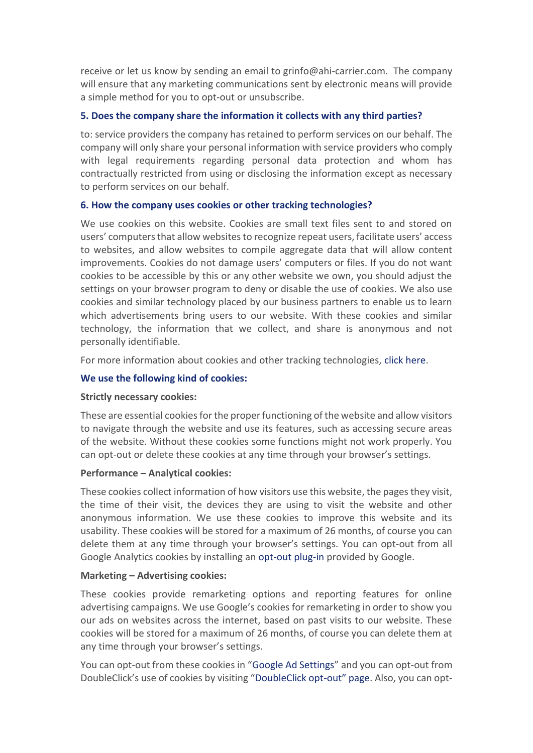receive or let us know by sending an email to grinfo@ahi-carrier.com. The company will ensure that any marketing communications sent by electronic means will provide a simple method for you to opt-out or unsubscribe.

### 5. Does the company share the information it collects with any third parties?

to: service providers the company has retained to perform services on our behalf. The company will only share your personal information with service providers who comply with legal requirements regarding personal data protection and whom has contractually restricted from using or disclosing the information except as necessary to perform services on our behalf.

### 6. How the company uses cookies or other tracking technologies?

We use cookies on this website. Cookies are small text files sent to and stored on users' computers that allow websites to recognize repeat users, facilitate users' access to websites, and allow websites to compile aggregate data that will allow content improvements. Cookies do not damage users' computers or files. If you do not want cookies to be accessible by this or any other website we own, you should adjust the settings on your browser program to deny or disable the use of cookies. We also use cookies and similar technology placed by our business partners to enable us to learn which advertisements bring users to our website. With these cookies and similar technology, the information that we collect, and share is anonymous and not personally identifiable.

For more information about cookies and other tracking technologies, click here.

### We use the following kind of cookies:

**Strictly necessary cookies:**

These are essential cookies for the proper functioning of the website and allow visitors to navigate through the website and use its features, such as accessing secure areas of the website. Without these cookies some functions might not work properly. You can opt-out or delete these cookies at any time through your browser's settings.

**Performance – Analytical cookies:**

These cookies collect information of how visitors use this website, the pages they visit, the time of their visit, the devices they are using to visit the website and other anonymous information. We use these cookies to improve this website and its usability. These cookies will be stored for a maximum of 26 months, of course you can delete them at any time through your browser's settings. You can opt-out from all Google Analytics cookies by installing an opt-out plug-in provided by Google.

**Marketing – Advertising cookies:**

These cookies provide remarketing options and reporting features for online advertising campaigns. We use Google's cookies for remarketing in order to show you our ads on websites across the internet, based on past visits to our website. These cookies will be stored for a maximum of 26 months, of course you can delete them at any time through your browser's settings.

You can opt-out from these cookies in "Google Ad Settings" and you can opt-out from DoubleClick's use of cookies by visiting "DoubleClick opt-out" page. Also, you can opt-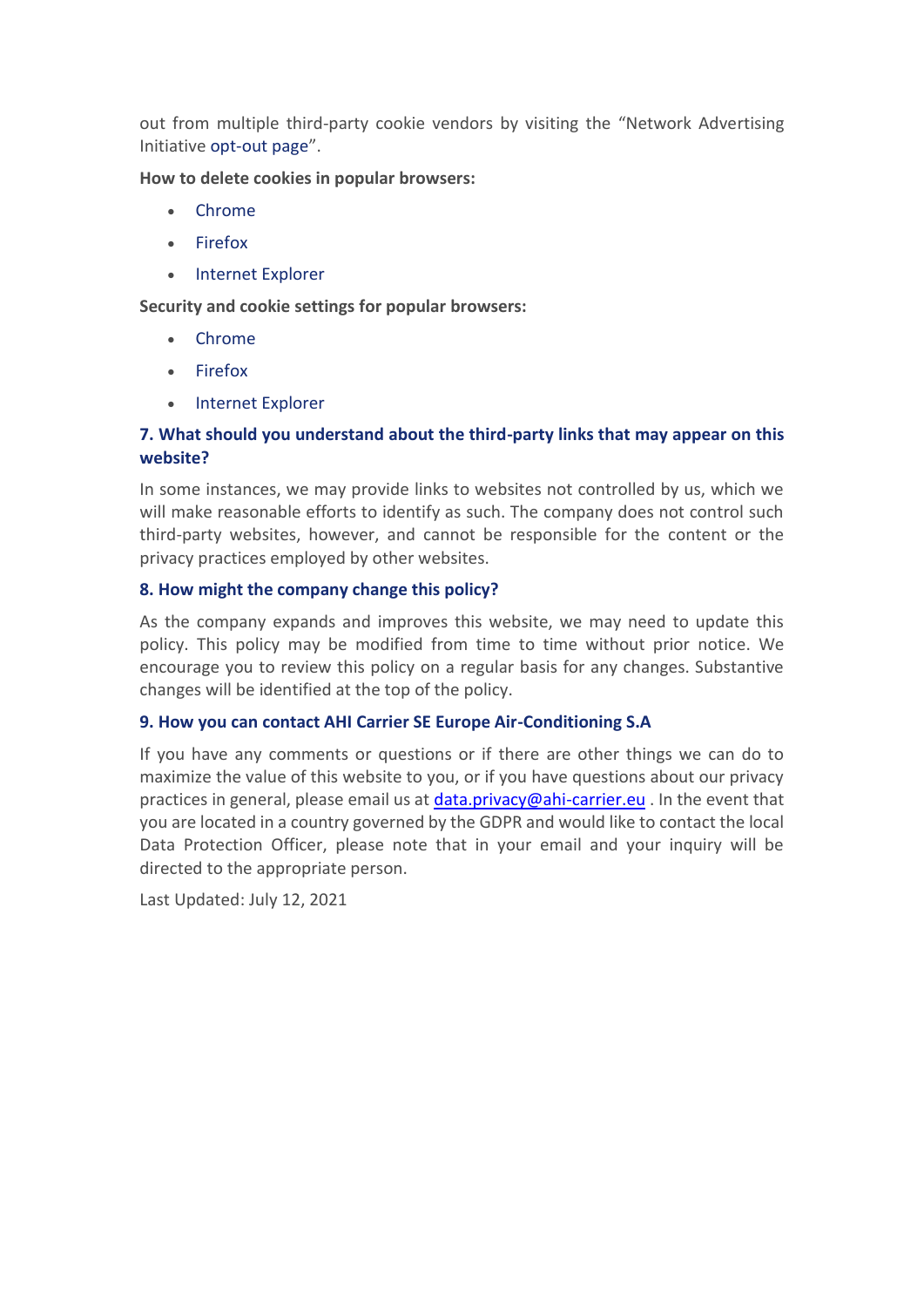out from multiple third-party cookie vendors by visiting the "Network Advertising Initiative opt-out page".

**How to delete cookies in popular browsers:**

- Chrome
- Firefox
- Internet Explorer

**Security and cookie settings for popular browsers:**

- Chrome
- Firefox
- Internet Explorer

### 7. What should you understand about the third-party links that may appear on this website?

In some instances, we may provide links to websites not controlled by us, which we will make reasonable efforts to identify as such. The company does not control such third-party websites, however, and cannot be responsible for the content or the privacy practices employed by other websites.

### 8. How might the company change this policy?

As the company expands and improves this website, we may need to update this policy. This policy may be modified from time to time without prior notice. We encourage you to review this policy on a regular basis for any changes. Substantive changes will be identified at the top of the policy.

### 9. How you can contact AHI Carrier SE Europe Air-Conditioning S.A

If you have any comments or questions or if there are other things we can do to maximize the value of this website to you, or if you have questions about our privacy practices in general, please email us at data.privacy@ahi-carrier.eu . In the event that you are located in a country governed by the GDPR and would like to contact the local Data Protection Officer, please note that in your email and your inquiry will be directed to the appropriate person.

Last Updated: July 12, 2021